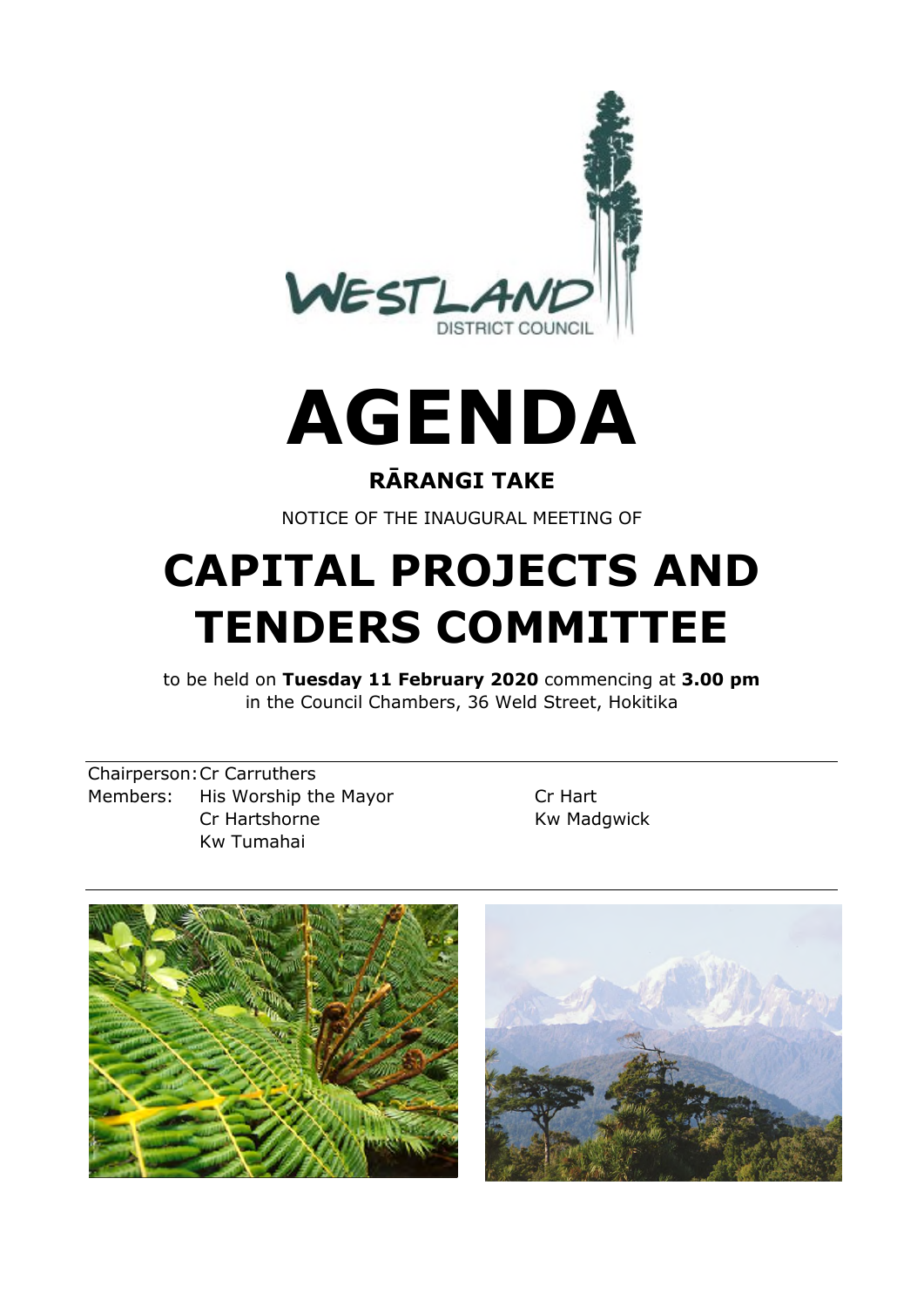# AGENDA

## RĀRANGI TAKE

NOTICE OF THE INAUGURAL MEETING OF

# CAPITAL PROJECTS AND TENDERS COMMITTEE

to be held on **Tuesday 11 February 2020** commencing at **3.00 pm** in the Council Chambers, 36 Weld Street, Hokitika

Chairperson: Cr Carruthers

Members: His Worship the Mayor
Cr Hartshorne
Kw Tumahai
Cr Hart
Kw Madgwick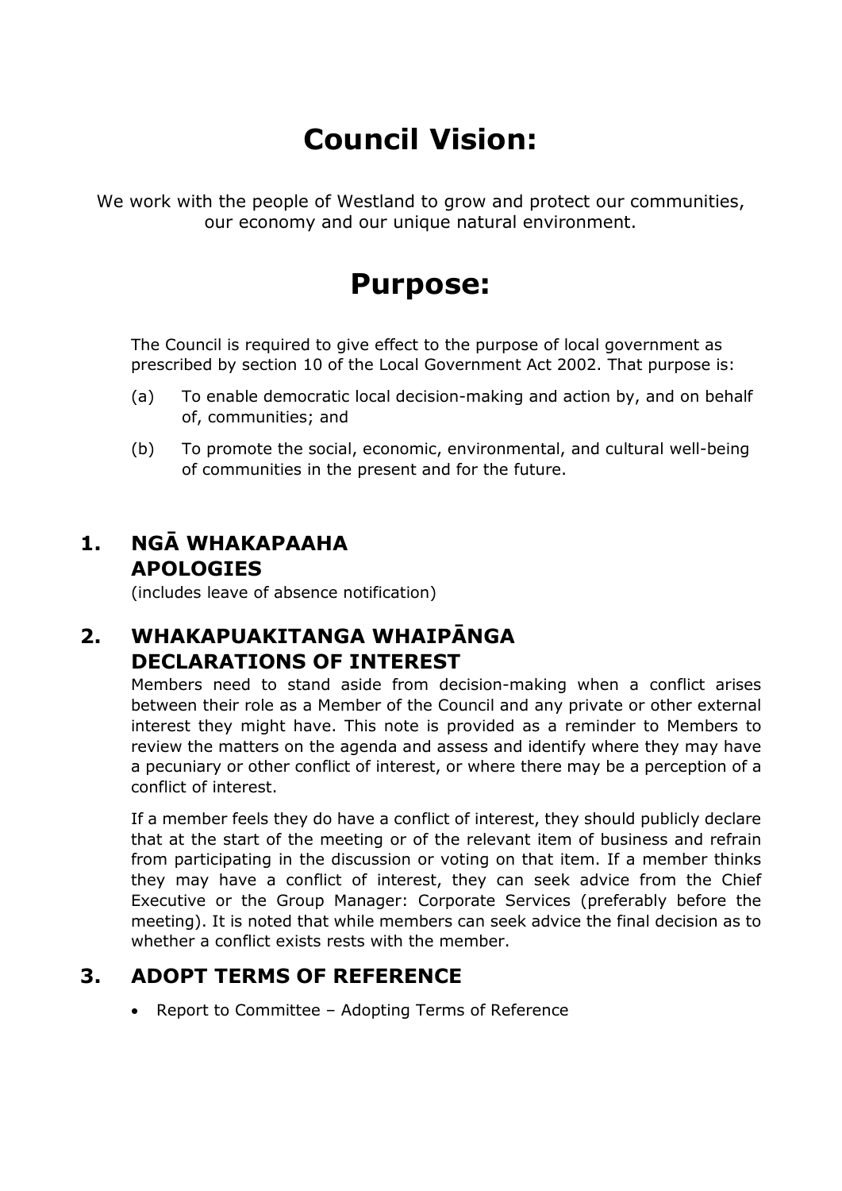# Council Vision:

We work with the people of Westland to grow and protect our communities, our economy and our unique natural environment.

# Purpose:

The Council is required to give effect to the purpose of local government as prescribed by section 10 of the Local Government Act 2002. That purpose is:

(a) To enable democratic local decision-making and action by, and on behalf of, communities; and

(b) To promote the social, economic, environmental, and cultural well-being of communities in the present and for the future.

## 1. NGĀ WHAKAPAAHA APOLOGIES

(includes leave of absence notification)

## 2. WHAKAPUAKITANGA WHAIPĀNGA DECLARATIONS OF INTEREST

Members need to stand aside from decision-making when a conflict arises between their role as a Member of the Council and any private or other external interest they might have. This note is provided as a reminder to Members to review the matters on the agenda and assess and identify where they may have a pecuniary or other conflict of interest, or where there may be a perception of a conflict of interest.

If a member feels they do have a conflict of interest, they should publicly declare that at the start of the meeting or of the relevant item of business and refrain from participating in the discussion or voting on that item. If a member thinks they may have a conflict of interest, they can seek advice from the Chief Executive or the Group Manager: Corporate Services (preferably before the meeting). It is noted that while members can seek advice the final decision as to whether a conflict exists rests with the member.

## 3. ADOPT TERMS OF REFERENCE

- Report to Committee – Adopting Terms of Reference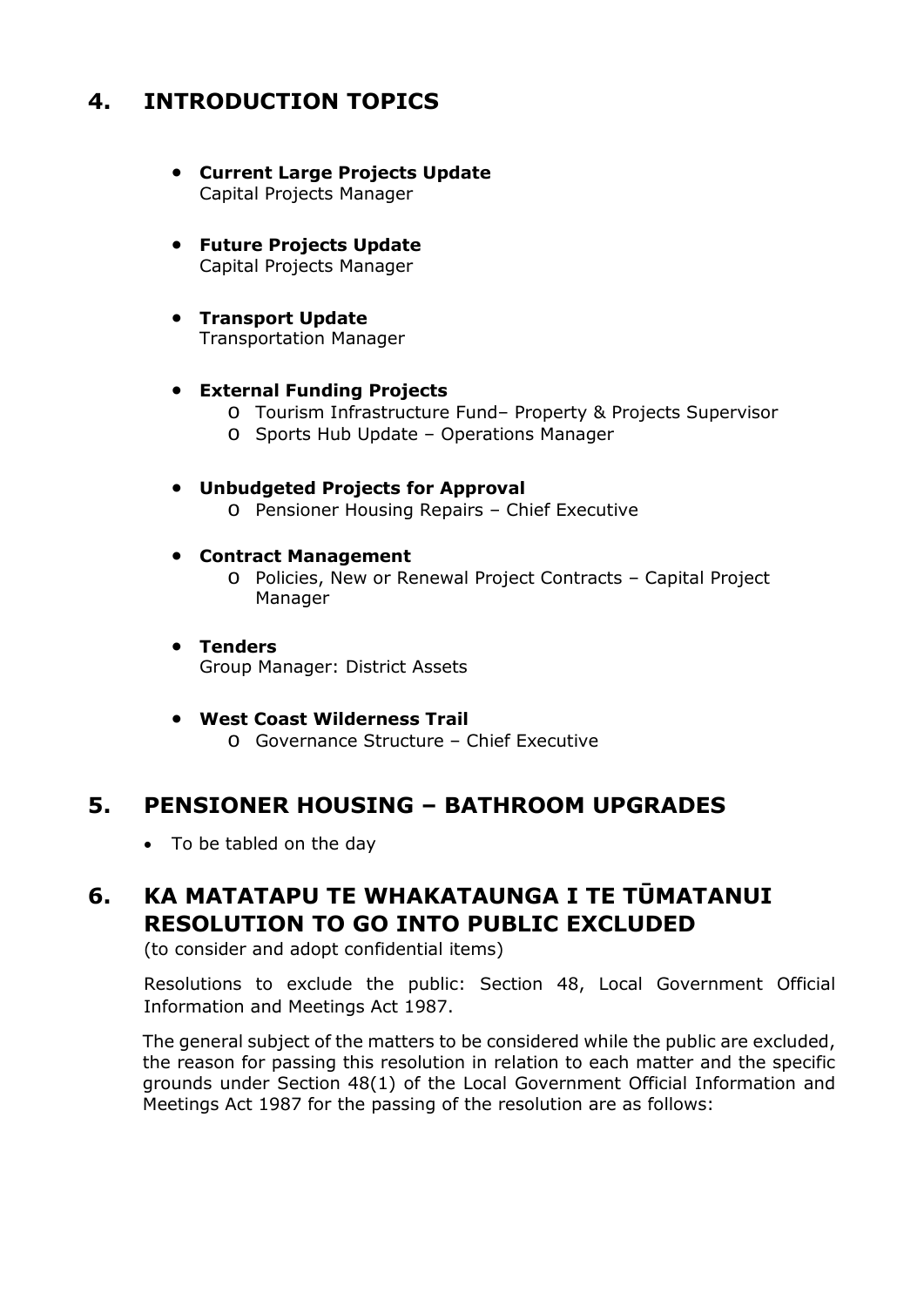## 4. INTRODUCTION TOPICS

- **Current Large Projects Update**
  Capital Projects Manager

- **Future Projects Update**
  Capital Projects Manager

- **Transport Update**
  Transportation Manager

- **External Funding Projects**
  - Tourism Infrastructure Fund– Property & Projects Supervisor
  - Sports Hub Update – Operations Manager

- **Unbudgeted Projects for Approval**
  - Pensioner Housing Repairs – Chief Executive

- **Contract Management**
  - Policies, New or Renewal Project Contracts – Capital Project Manager

- **Tenders**
  Group Manager: District Assets

- **West Coast Wilderness Trail**
  - Governance Structure – Chief Executive

## 5. PENSIONER HOUSING – BATHROOM UPGRADES

- To be tabled on the day

## 6. KA MATATAPU TE WHAKATAUNGA I TE TŪMATANUI RESOLUTION TO GO INTO PUBLIC EXCLUDED

(to consider and adopt confidential items)

Resolutions to exclude the public: Section 48, Local Government Official Information and Meetings Act 1987.

The general subject of the matters to be considered while the public are excluded, the reason for passing this resolution in relation to each matter and the specific grounds under Section 48(1) of the Local Government Official Information and Meetings Act 1987 for the passing of the resolution are as follows: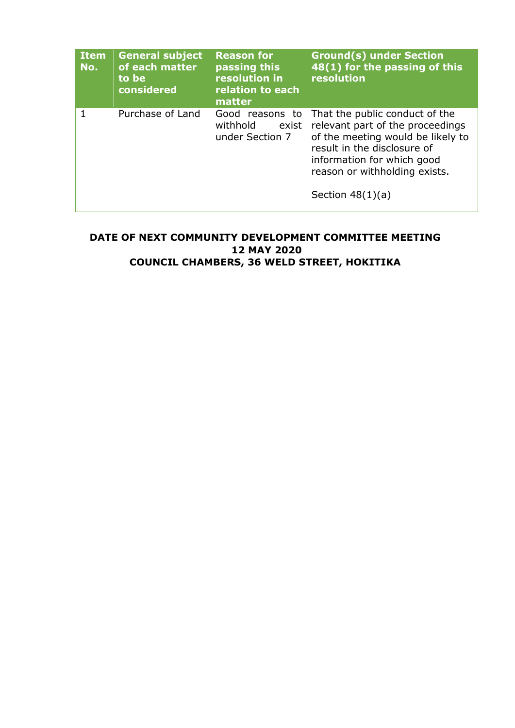| Item No. | General subject of each matter to be considered | Reason for passing this resolution in relation to each matter | Ground(s) under Section 48(1) for the passing of this resolution |
|---|---|---|---|
| 1 | Purchase of Land | Good reasons to withhold exist under Section 7 | That the public conduct of the relevant part of the proceedings of the meeting would be likely to result in the disclosure of information for which good reason or withholding exists.<br><br>Section 48(1)(a) |

**DATE OF NEXT COMMUNITY DEVELOPMENT COMMITTEE MEETING**
**12 MAY 2020**
**COUNCIL CHAMBERS, 36 WELD STREET, HOKITIKA**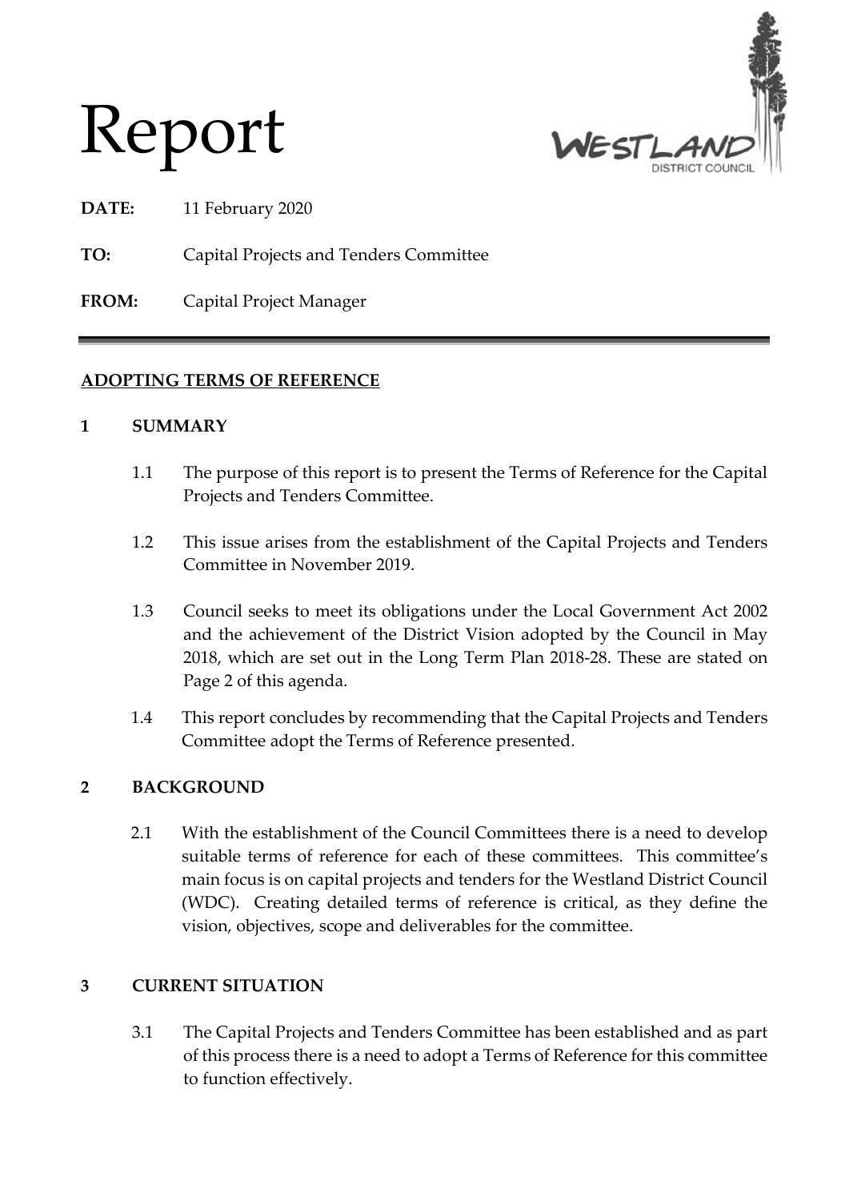# Report

**DATE:** 11 February 2020

**TO:** Capital Projects and Tenders Committee

**FROM:** Capital Project Manager

---

**ADOPTING TERMS OF REFERENCE**

## 1 SUMMARY

1.1 The purpose of this report is to present the Terms of Reference for the Capital Projects and Tenders Committee.

1.2 This issue arises from the establishment of the Capital Projects and Tenders Committee in November 2019.

1.3 Council seeks to meet its obligations under the Local Government Act 2002 and the achievement of the District Vision adopted by the Council in May 2018, which are set out in the Long Term Plan 2018-28. These are stated on Page 2 of this agenda.

1.4 This report concludes by recommending that the Capital Projects and Tenders Committee adopt the Terms of Reference presented.

## 2 BACKGROUND

2.1 With the establishment of the Council Committees there is a need to develop suitable terms of reference for each of these committees. This committee's main focus is on capital projects and tenders for the Westland District Council (WDC). Creating detailed terms of reference is critical, as they define the vision, objectives, scope and deliverables for the committee.

## 3 CURRENT SITUATION

3.1 The Capital Projects and Tenders Committee has been established and as part of this process there is a need to adopt a Terms of Reference for this committee to function effectively.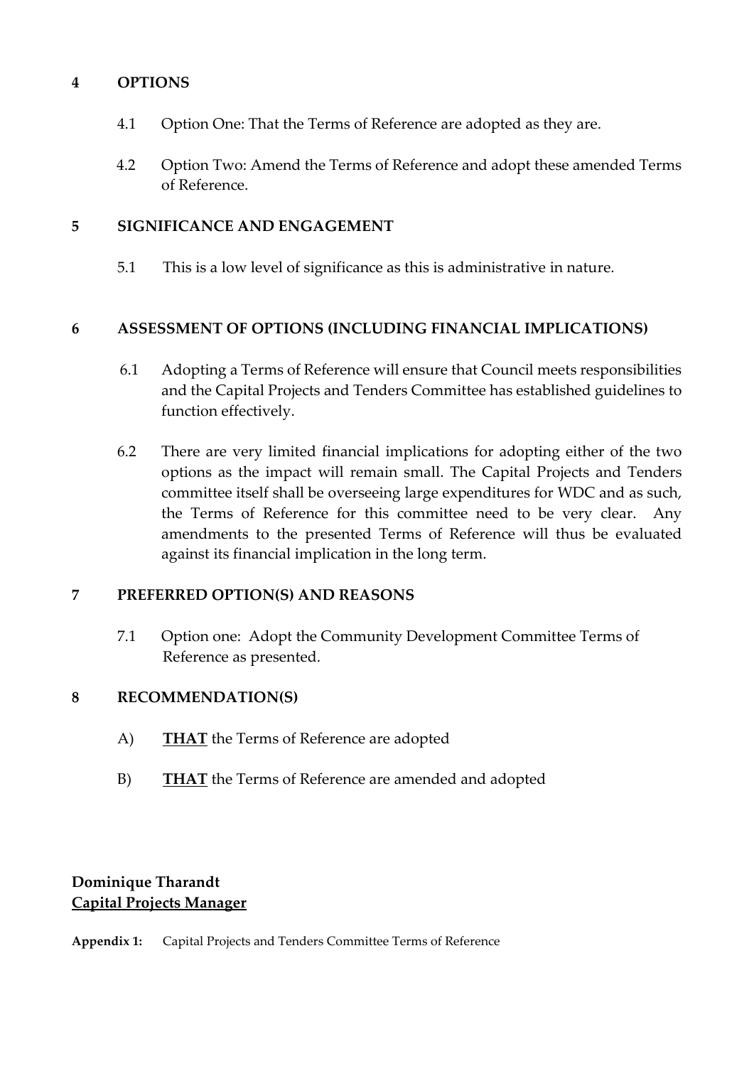## 4 OPTIONS

4.1 Option One: That the Terms of Reference are adopted as they are.

4.2 Option Two: Amend the Terms of Reference and adopt these amended Terms of Reference.

## 5 SIGNIFICANCE AND ENGAGEMENT

5.1 This is a low level of significance as this is administrative in nature.

## 6 ASSESSMENT OF OPTIONS (INCLUDING FINANCIAL IMPLICATIONS)

6.1 Adopting a Terms of Reference will ensure that Council meets responsibilities and the Capital Projects and Tenders Committee has established guidelines to function effectively.

6.2 There are very limited financial implications for adopting either of the two options as the impact will remain small. The Capital Projects and Tenders committee itself shall be overseeing large expenditures for WDC and as such, the Terms of Reference for this committee need to be very clear. Any amendments to the presented Terms of Reference will thus be evaluated against its financial implication in the long term.

## 7 PREFERRED OPTION(S) AND REASONS

7.1 Option one: Adopt the Community Development Committee Terms of Reference as presented.

## 8 RECOMMENDATION(S)

A) **<u>THAT</u>** the Terms of Reference are adopted

B) **<u>THAT</u>** the Terms of Reference are amended and adopted

**Dominique Tharandt**
**<u>Capital Projects Manager</u>**

**Appendix 1:** Capital Projects and Tenders Committee Terms of Reference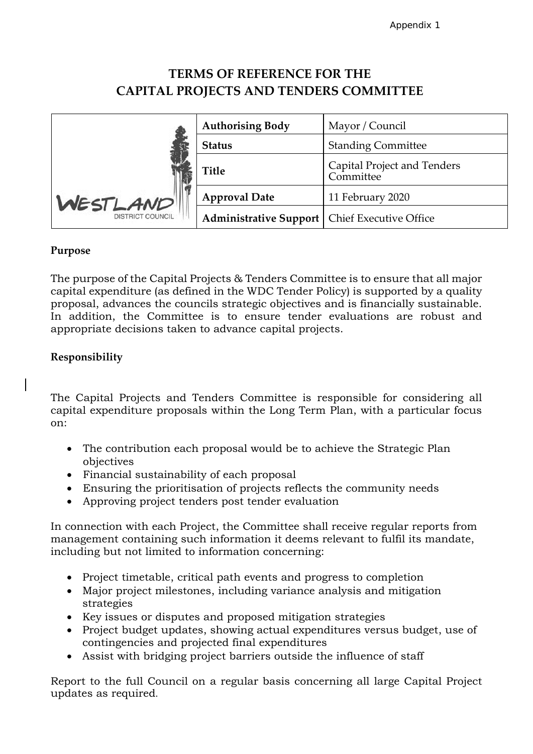Appendix 1

# TERMS OF REFERENCE FOR THE CAPITAL PROJECTS AND TENDERS COMMITTEE

| WESTLAND DISTRICT COUNCIL | **Authorising Body** | Mayor / Council |
|---|---|---|
| | **Status** | Standing Committee |
| | **Title** | Capital Project and Tenders Committee |
| | **Approval Date** | 11 February 2020 |
| | **Administrative Support** | Chief Executive Office |

**Purpose**

The purpose of the Capital Projects & Tenders Committee is to ensure that all major capital expenditure (as defined in the WDC Tender Policy) is supported by a quality proposal, advances the councils strategic objectives and is financially sustainable. In addition, the Committee is to ensure tender evaluations are robust and appropriate decisions taken to advance capital projects.

**Responsibility**

The Capital Projects and Tenders Committee is responsible for considering all capital expenditure proposals within the Long Term Plan, with a particular focus on:

- The contribution each proposal would be to achieve the Strategic Plan objectives
- Financial sustainability of each proposal
- Ensuring the prioritisation of projects reflects the community needs
- Approving project tenders post tender evaluation

In connection with each Project, the Committee shall receive regular reports from management containing such information it deems relevant to fulfil its mandate, including but not limited to information concerning:

- Project timetable, critical path events and progress to completion
- Major project milestones, including variance analysis and mitigation strategies
- Key issues or disputes and proposed mitigation strategies
- Project budget updates, showing actual expenditures versus budget, use of contingencies and projected final expenditures
- Assist with bridging project barriers outside the influence of staff

Report to the full Council on a regular basis concerning all large Capital Project updates as required.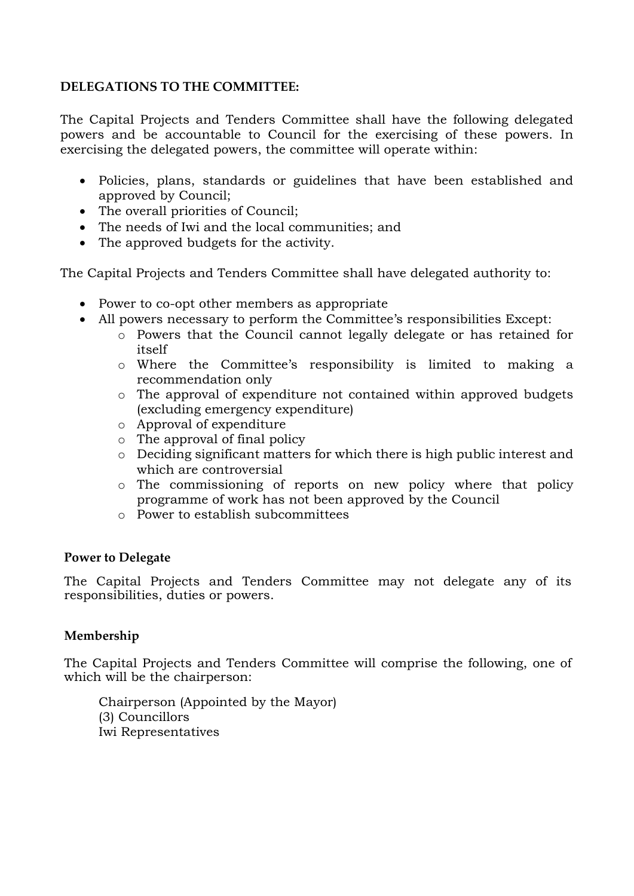**DELEGATIONS TO THE COMMITTEE:**

The Capital Projects and Tenders Committee shall have the following delegated powers and be accountable to Council for the exercising of these powers. In exercising the delegated powers, the committee will operate within:

- Policies, plans, standards or guidelines that have been established and approved by Council;
- The overall priorities of Council;
- The needs of Iwi and the local communities; and
- The approved budgets for the activity.

The Capital Projects and Tenders Committee shall have delegated authority to:

- Power to co-opt other members as appropriate
- All powers necessary to perform the Committee's responsibilities Except:
    - Powers that the Council cannot legally delegate or has retained for itself
    - Where the Committee's responsibility is limited to making a recommendation only
    - The approval of expenditure not contained within approved budgets (excluding emergency expenditure)
    - Approval of expenditure
    - The approval of final policy
    - Deciding significant matters for which there is high public interest and which are controversial
    - The commissioning of reports on new policy where that policy programme of work has not been approved by the Council
    - Power to establish subcommittees

**Power to Delegate**

The Capital Projects and Tenders Committee may not delegate any of its responsibilities, duties or powers.

**Membership**

The Capital Projects and Tenders Committee will comprise the following, one of which will be the chairperson:

Chairperson (Appointed by the Mayor)
(3) Councillors
Iwi Representatives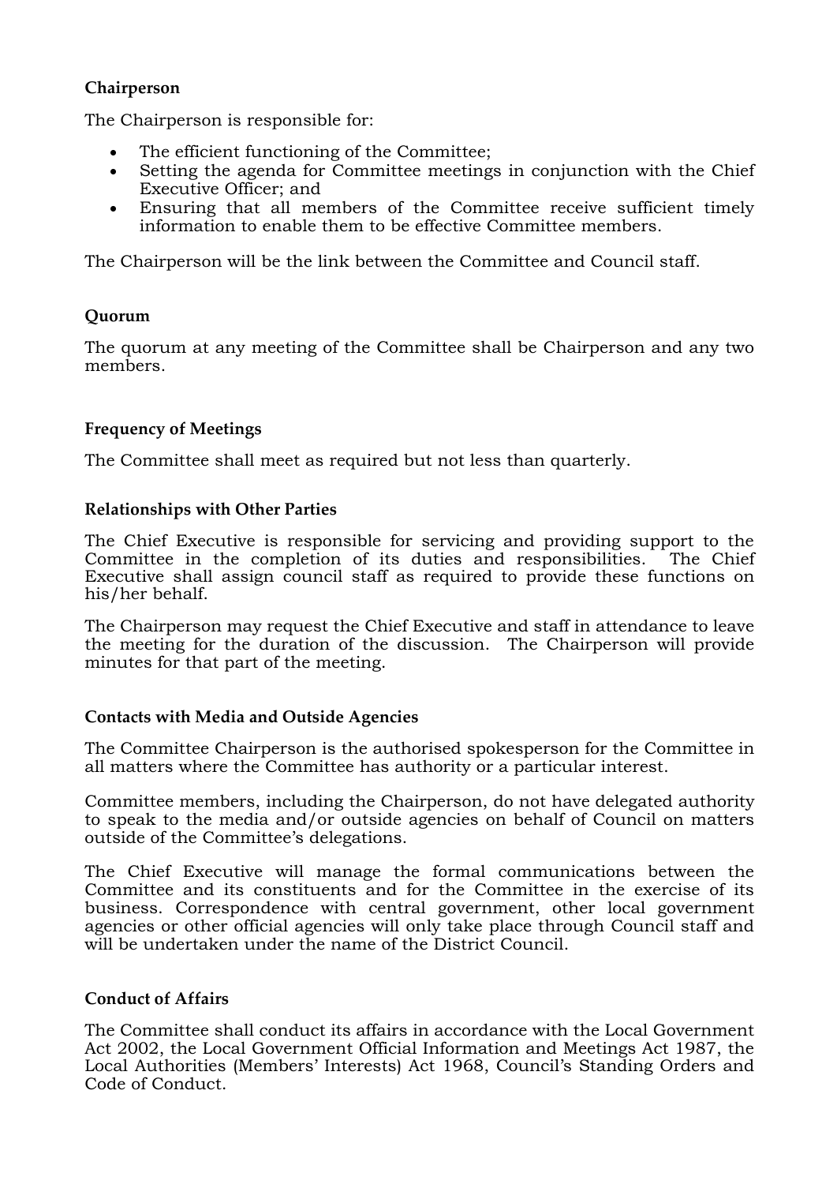**Chairperson**

The Chairperson is responsible for:

- The efficient functioning of the Committee;
- Setting the agenda for Committee meetings in conjunction with the Chief Executive Officer; and
- Ensuring that all members of the Committee receive sufficient timely information to enable them to be effective Committee members.

The Chairperson will be the link between the Committee and Council staff.

**Quorum**

The quorum at any meeting of the Committee shall be Chairperson and any two members.

**Frequency of Meetings**

The Committee shall meet as required but not less than quarterly.

**Relationships with Other Parties**

The Chief Executive is responsible for servicing and providing support to the Committee in the completion of its duties and responsibilities. The Chief Executive shall assign council staff as required to provide these functions on his/her behalf.

The Chairperson may request the Chief Executive and staff in attendance to leave the meeting for the duration of the discussion. The Chairperson will provide minutes for that part of the meeting.

**Contacts with Media and Outside Agencies**

The Committee Chairperson is the authorised spokesperson for the Committee in all matters where the Committee has authority or a particular interest.

Committee members, including the Chairperson, do not have delegated authority to speak to the media and/or outside agencies on behalf of Council on matters outside of the Committee's delegations.

The Chief Executive will manage the formal communications between the Committee and its constituents and for the Committee in the exercise of its business. Correspondence with central government, other local government agencies or other official agencies will only take place through Council staff and will be undertaken under the name of the District Council.

**Conduct of Affairs**

The Committee shall conduct its affairs in accordance with the Local Government Act 2002, the Local Government Official Information and Meetings Act 1987, the Local Authorities (Members' Interests) Act 1968, Council's Standing Orders and Code of Conduct.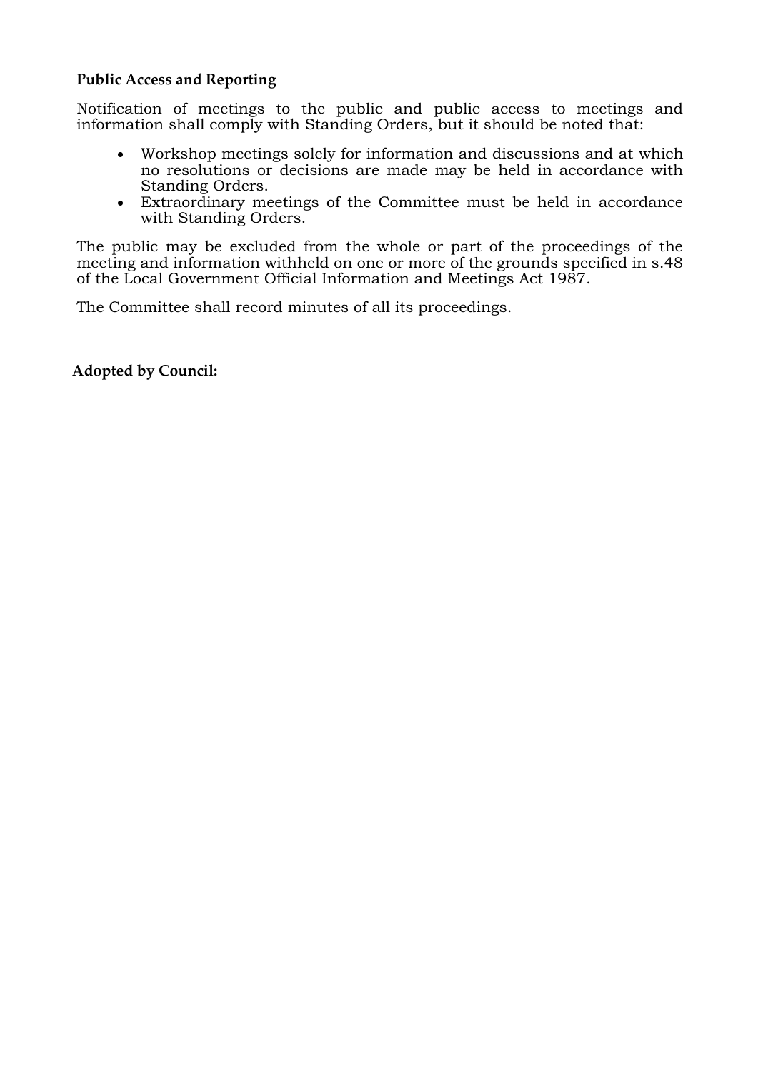**Public Access and Reporting**

Notification of meetings to the public and public access to meetings and information shall comply with Standing Orders, but it should be noted that:

- Workshop meetings solely for information and discussions and at which no resolutions or decisions are made may be held in accordance with Standing Orders.
- Extraordinary meetings of the Committee must be held in accordance with Standing Orders.

The public may be excluded from the whole or part of the proceedings of the meeting and information withheld on one or more of the grounds specified in s.48 of the Local Government Official Information and Meetings Act 1987.

The Committee shall record minutes of all its proceedings.

**Adopted by Council:**